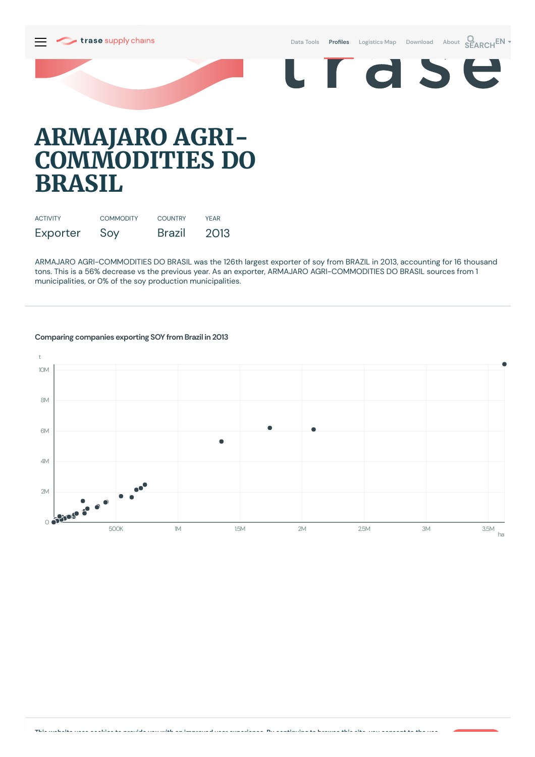# ARMAJARO AGRI-COMMODITIES DO BRASIL

| ACTIVITY | COMMODITY | COUNTRY | YEAR |
|---|---|---|---|
| Exporter | Soy | Brazil | 2013 |

ARMAJARO AGRI-COMMODITIES DO BRASIL was the 126th largest exporter of soy from BRAZIL in 2013, accounting for 16 thousand tons. This is a 56% decrease vs the previous year. As an exporter, ARMAJARO AGRI-COMMODITIES DO BRASIL sources from 1 municipalities, or 0% of the soy production municipalities.

## Comparing companies exporting SOY from Brazil in 2013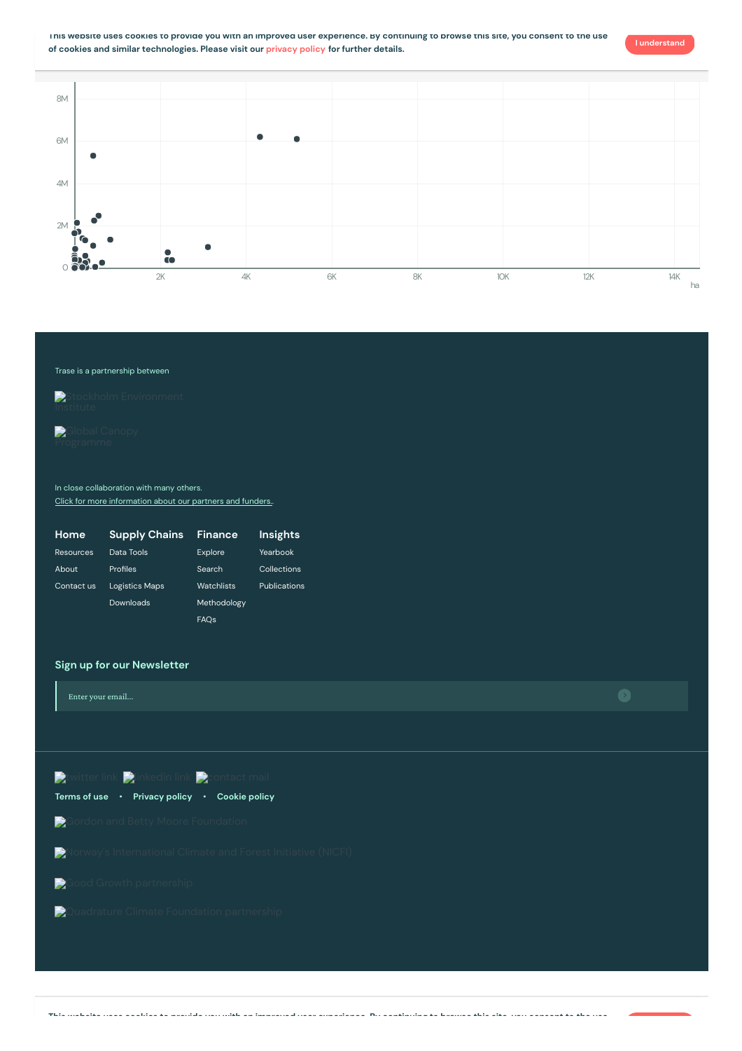This website uses cookies to provide you with an improved user experience. By continuing to browse this site, you consent to the use of cookies and similar technologies. Please visit our privacy policy for further details.

I understand

8M
6M
4M
2M
0
2K
4K
6K
8K
10K
12K
14K
ha

Trase is a partnership between

Stockholm Environment Institute

Global Canopy Programme

In close collaboration with many others.
Click for more information about our partners and funders.

**Home**
- Resources
- About
- Contact us

**Supply Chains**
- Data Tools
- Profiles
- Logistics Maps
- Downloads

**Finance**
- Explore
- Search
- Watchlists
- Methodology
- FAQs

**Insights**
- Yearbook
- Collections
- Publications

## Sign up for our Newsletter

Enter your email...

twitter link linkedin link contact mail

Terms of use • Privacy policy • Cookie policy

Gordon and Betty Moore Foundation

Norway's International Climate and Forest Initiative (NICFI)

Good Growth partnership

Quadrature Climate Foundation partnership

This website uses cookies to provide you with an improved user experience. By continuing to browse this site, you consent to the use